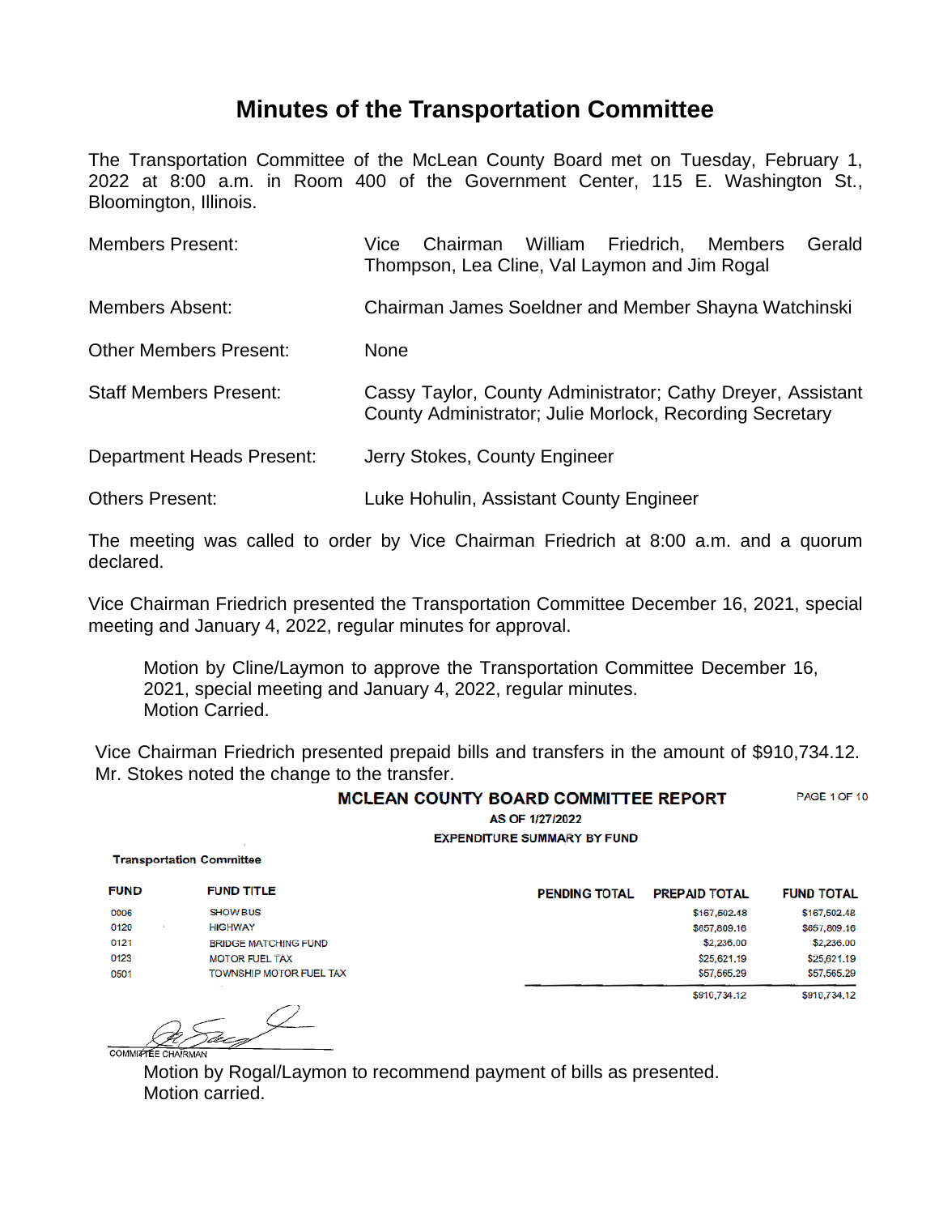# Minutes of the Transportation Committee

The Transportation Committee of the McLean County Board met on Tuesday, February 1, 2022 at 8:00 a.m. in Room 400 of the Government Center, 115 E. Washington St., Bloomington, Illinois.

| | |
|---|---|
| Members Present: | Vice Chairman William Friedrich, Members Gerald Thompson, Lea Cline, Val Laymon and Jim Rogal |
| Members Absent: | Chairman James Soeldner and Member Shayna Watchinski |
| Other Members Present: | None |
| Staff Members Present: | Cassy Taylor, County Administrator; Cathy Dreyer, Assistant County Administrator; Julie Morlock, Recording Secretary |
| Department Heads Present: | Jerry Stokes, County Engineer |
| Others Present: | Luke Hohulin, Assistant County Engineer |

The meeting was called to order by Vice Chairman Friedrich at 8:00 a.m. and a quorum declared.

Vice Chairman Friedrich presented the Transportation Committee December 16, 2021, special meeting and January 4, 2022, regular minutes for approval.

> Motion by Cline/Laymon to approve the Transportation Committee December 16, 2021, special meeting and January 4, 2022, regular minutes.
> Motion Carried.

Vice Chairman Friedrich presented prepaid bills and transfers in the amount of $910,734.12. Mr. Stokes noted the change to the transfer.

**MCLEAN COUNTY BOARD COMMITTEE REPORT**
PAGE 1 OF 10
**AS OF 1/27/2022**
**EXPENDITURE SUMMARY BY FUND**

**Transportation Committee**

| FUND | FUND TITLE | PENDING TOTAL | PREPAID TOTAL | FUND TOTAL |
|---|---|---|---|---|
| 0006 | SHOW BUS | | $167,502.48 | $167,502.48 |
| 0120 | HIGHWAY | | $657,809.16 | $657,809.16 |
| 0121 | BRIDGE MATCHING FUND | | $2,236.00 | $2,236.00 |
| 0123 | MOTOR FUEL TAX | | $25,621.19 | $25,621.19 |
| 0501 | TOWNSHIP MOTOR FUEL TAX | | $57,565.29 | $57,565.29 |
| | | | $910,734.12 | $910,734.12 |

COMMITTEE CHAIRMAN

> Motion by Rogal/Laymon to recommend payment of bills as presented.
> Motion carried.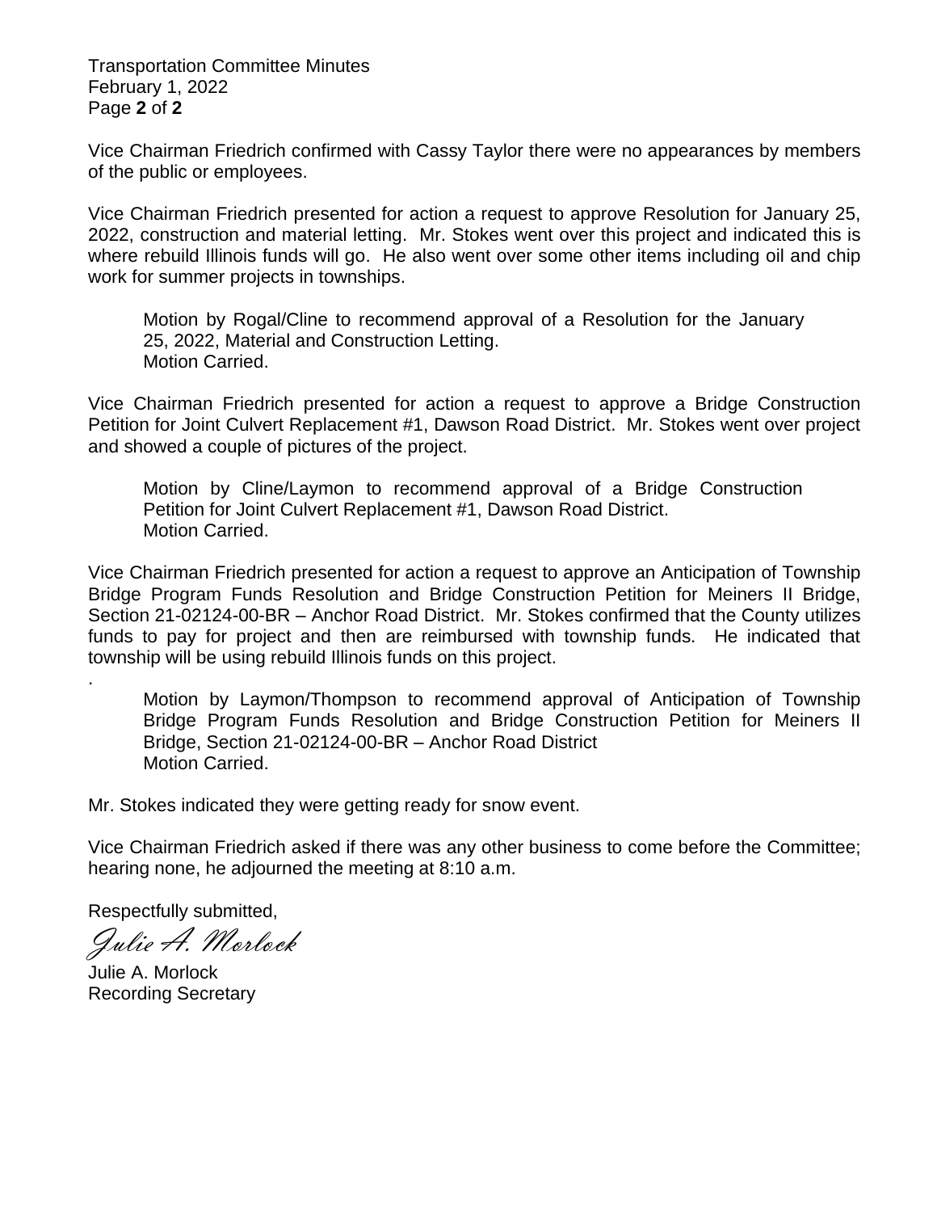Vice Chairman Friedrich confirmed with Cassy Taylor there were no appearances by members of the public or employees.

Vice Chairman Friedrich presented for action a request to approve Resolution for January 25, 2022, construction and material letting. Mr. Stokes went over this project and indicated this is where rebuild Illinois funds will go. He also went over some other items including oil and chip work for summer projects in townships.

> Motion by Rogal/Cline to recommend approval of a Resolution for the January 25, 2022, Material and Construction Letting.
> Motion Carried.

Vice Chairman Friedrich presented for action a request to approve a Bridge Construction Petition for Joint Culvert Replacement #1, Dawson Road District. Mr. Stokes went over project and showed a couple of pictures of the project.

> Motion by Cline/Laymon to recommend approval of a Bridge Construction Petition for Joint Culvert Replacement #1, Dawson Road District.
> Motion Carried.

Vice Chairman Friedrich presented for action a request to approve an Anticipation of Township Bridge Program Funds Resolution and Bridge Construction Petition for Meiners II Bridge, Section 21-02124-00-BR – Anchor Road District. Mr. Stokes confirmed that the County utilizes funds to pay for project and then are reimbursed with township funds. He indicated that township will be using rebuild Illinois funds on this project.

.

> Motion by Laymon/Thompson to recommend approval of Anticipation of Township Bridge Program Funds Resolution and Bridge Construction Petition for Meiners II Bridge, Section 21-02124-00-BR – Anchor Road District
> Motion Carried.

Mr. Stokes indicated they were getting ready for snow event.

Vice Chairman Friedrich asked if there was any other business to come before the Committee; hearing none, he adjourned the meeting at 8:10 a.m.

Respectfully submitted,

*Julie A. Morlock*

Julie A. Morlock
Recording Secretary